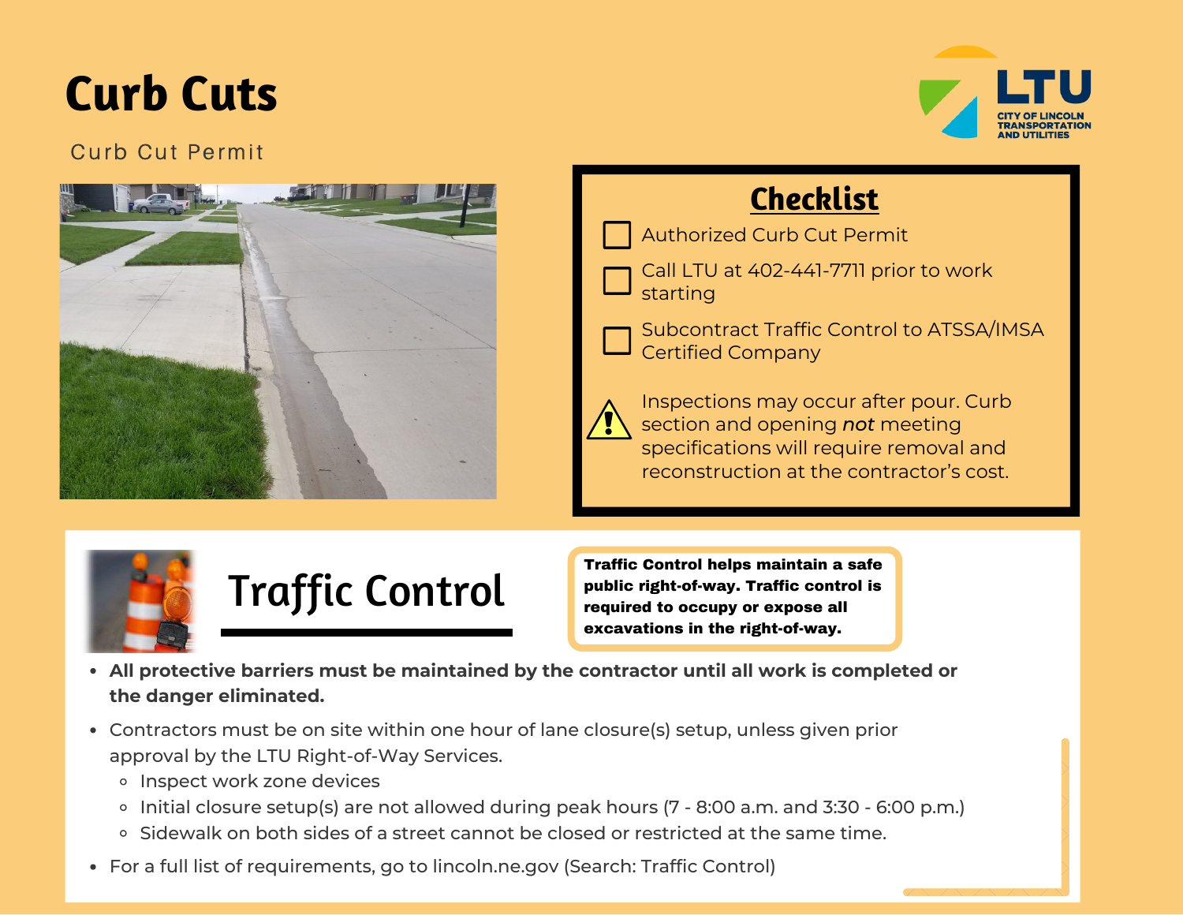# Curb Cuts

Curb Cut Permit

## Checklist

- ☐ Authorized Curb Cut Permit
- ☐ Call LTU at 402-441-7711 prior to work starting
- ☐ Subcontract Traffic Control to ATSSA/IMSA Certified Company

⚠ Inspections may occur after pour. Curb section and opening *not* meeting specifications will require removal and reconstruction at the contractor's cost.

## Traffic Control

**Traffic Control helps maintain a safe public right-of-way. Traffic control is required to occupy or expose all excavations in the right-of-way.**

- **All protective barriers must be maintained by the contractor until all work is completed or the danger eliminated.**
- Contractors must be on site within one hour of lane closure(s) setup, unless given prior approval by the LTU Right-of-Way Services.
  - Inspect work zone devices
  - Initial closure setup(s) are not allowed during peak hours (7 - 8:00 a.m. and 3:30 - 6:00 p.m.)
  - Sidewalk on both sides of a street cannot be closed or restricted at the same time.
- For a full list of requirements, go to lincoln.ne.gov (Search: Traffic Control)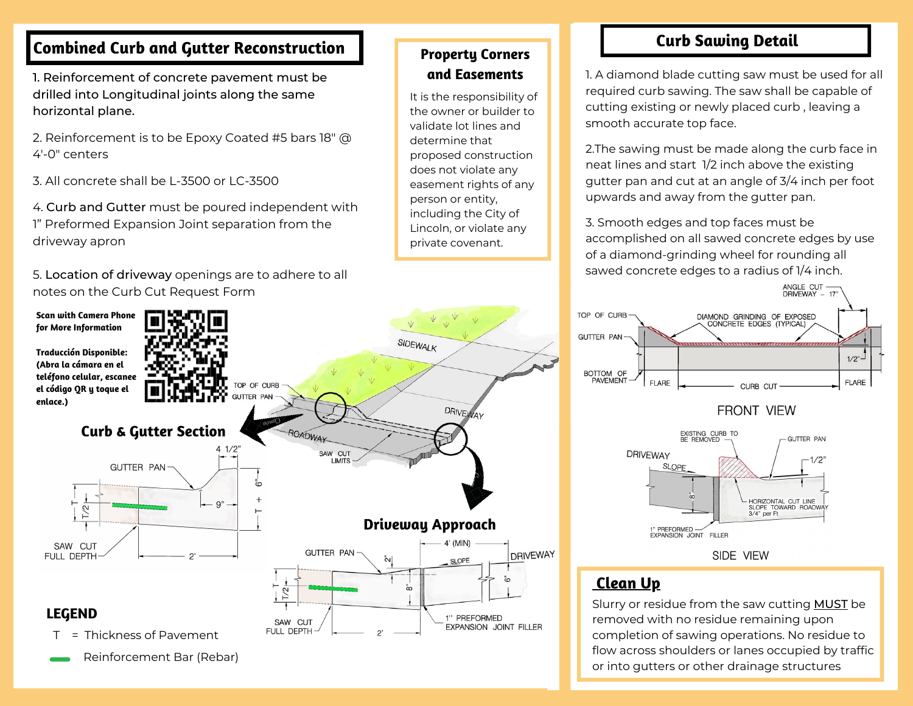## Combined Curb and Gutter Reconstruction

1. Reinforcement of concrete pavement must be drilled into Longitudinal joints along the same horizontal plane.

2. Reinforcement is to be Epoxy Coated #5 bars 18" @ 4'-0" centers

3. All concrete shall be L-3500 or LC-3500

4. **Curb and Gutter** must be poured independent with 1" Preformed Expansion Joint separation from the driveway apron

5. **Location of driveway** openings are to adhere to all notes on the Curb Cut Request Form

**Scan with Camera Phone for More Information**

**Traducción Disponible: (Abra la cámara en el teléfono celular, escanee el código QR y toque el enlace.)**

TOP OF CURB
GUTTER PAN
SIDEWALK
DRIVEWAY
ROADWAY
SAW CUT LIMITS

### Curb & Gutter Section

GUTTER PAN
4 1/2"
6"
T + 6"
9"
T
T/2
SAW CUT FULL DEPTH
2'

### Driveway Approach

GUTTER PAN
2"
4' (MIN)
SLOPE
DRIVEWAY
T
T/2
8"
6"
SAW CUT FULL DEPTH
2'
1" PREFORMED EXPANSION JOINT FILLER

### LEGEND

T = Thickness of Pavement

Reinforcement Bar (Rebar)

## Property Corners and Easements

It is the responsibility of the owner or builder to validate lot lines and determine that proposed construction does not violate any easement rights of any person or entity, including the City of Lincoln, or violate any private covenant.

## Curb Sawing Detail

1. A diamond blade cutting saw must be used for all required curb sawing. The saw shall be capable of cutting existing or newly placed curb , leaving a smooth accurate top face.

2. The sawing must be made along the curb face in neat lines and start 1/2 inch above the existing gutter pan and cut at an angle of 3/4 inch per foot upwards and away from the gutter pan.

3. Smooth edges and top faces must be accomplished on all sawed concrete edges by use of a diamond-grinding wheel for rounding all sawed concrete edges to a radius of 1/4 inch.

ANGLE CUT DRIVEWAY – 17"
TOP OF CURB
DIAMOND GRINDING OF EXPOSED CONCRETE EDGES (TYPICAL)
GUTTER PAN
1/2"
BOTTOM OF PAVEMENT
FLARE
CURB CUT
FLARE

FRONT VIEW

EXISTING CURB TO BE REMOVED
GUTTER PAN
DRIVEWAY
SLOPE
1/2"
8"
HORIZONTAL CUT LINE SLOPE TOWARD ROADWAY 3/4" per Ft
1" PREFORMED EXPANSION JOINT FILLER

SIDE VIEW

## Clean Up

Slurry or residue from the saw cutting MUST be removed with no residue remaining upon completion of sawing operations. No residue to flow across shoulders or lanes occupied by traffic or into gutters or other drainage structures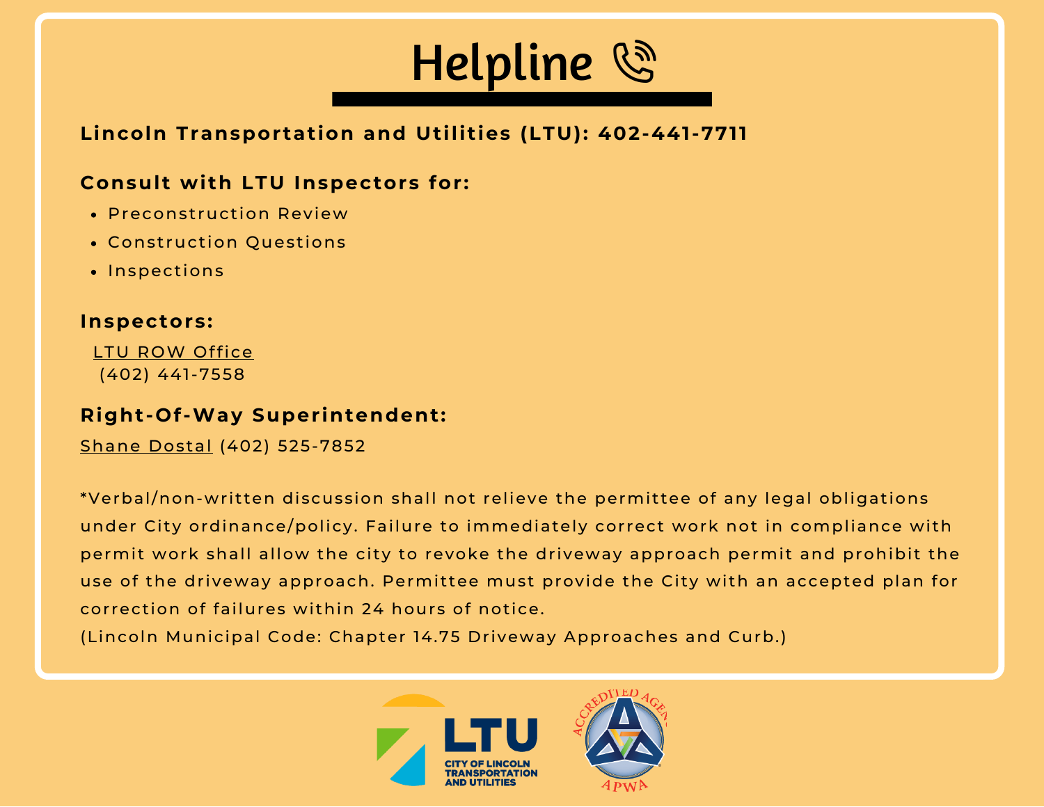# Helpline

**Lincoln Transportation and Utilities (LTU): 402-441-7711**

**Consult with LTU Inspectors for:**

- Preconstruction Review
- Construction Questions
- Inspections

**Inspectors:**

LTU ROW Office
(402) 441-7558

**Right-Of-Way Superintendent:**

Shane Dostal (402) 525-7852

*Verbal/non-written discussion shall not relieve the permittee of any legal obligations under City ordinance/policy. Failure to immediately correct work not in compliance with permit work shall allow the city to revoke the driveway approach permit and prohibit the use of the driveway approach. Permittee must provide the City with an accepted plan for correction of failures within 24 hours of notice.
(Lincoln Municipal Code: Chapter 14.75 Driveway Approaches and Curb.)

LTU CITY OF LINCOLN TRANSPORTATION AND UTILITIES

ACCREDITED AGENCY APWA